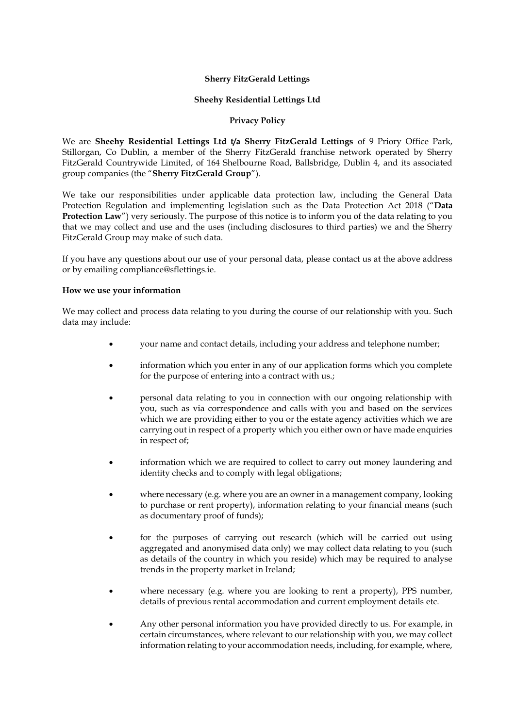**Sherry FitzGerald Lettings**

**Sheehy Residential Lettings Ltd**

**Privacy Policy**

We are **Sheehy Residential Lettings Ltd t/a Sherry FitzGerald Lettings** of 9 Priory Office Park, Stillorgan, Co Dublin, a member of the Sherry FitzGerald franchise network operated by Sherry FitzGerald Countrywide Limited, of 164 Shelbourne Road, Ballsbridge, Dublin 4, and its associated group companies (the "**Sherry FitzGerald Group**").

We take our responsibilities under applicable data protection law, including the General Data Protection Regulation and implementing legislation such as the Data Protection Act 2018 ("**Data Protection Law**") very seriously. The purpose of this notice is to inform you of the data relating to you that we may collect and use and the uses (including disclosures to third parties) we and the Sherry FitzGerald Group may make of such data.

If you have any questions about our use of your personal data, please contact us at the above address or by emailing compliance@sflettings.ie.

**How we use your information**

We may collect and process data relating to you during the course of our relationship with you. Such data may include:

- your name and contact details, including your address and telephone number;
- information which you enter in any of our application forms which you complete for the purpose of entering into a contract with us.;
- personal data relating to you in connection with our ongoing relationship with you, such as via correspondence and calls with you and based on the services which we are providing either to you or the estate agency activities which we are carrying out in respect of a property which you either own or have made enquiries in respect of;
- information which we are required to collect to carry out money laundering and identity checks and to comply with legal obligations;
- where necessary (e.g. where you are an owner in a management company, looking to purchase or rent property), information relating to your financial means (such as documentary proof of funds);
- for the purposes of carrying out research (which will be carried out using aggregated and anonymised data only) we may collect data relating to you (such as details of the country in which you reside) which may be required to analyse trends in the property market in Ireland;
- where necessary (e.g. where you are looking to rent a property), PPS number, details of previous rental accommodation and current employment details etc.
- Any other personal information you have provided directly to us. For example, in certain circumstances, where relevant to our relationship with you, we may collect information relating to your accommodation needs, including, for example, where,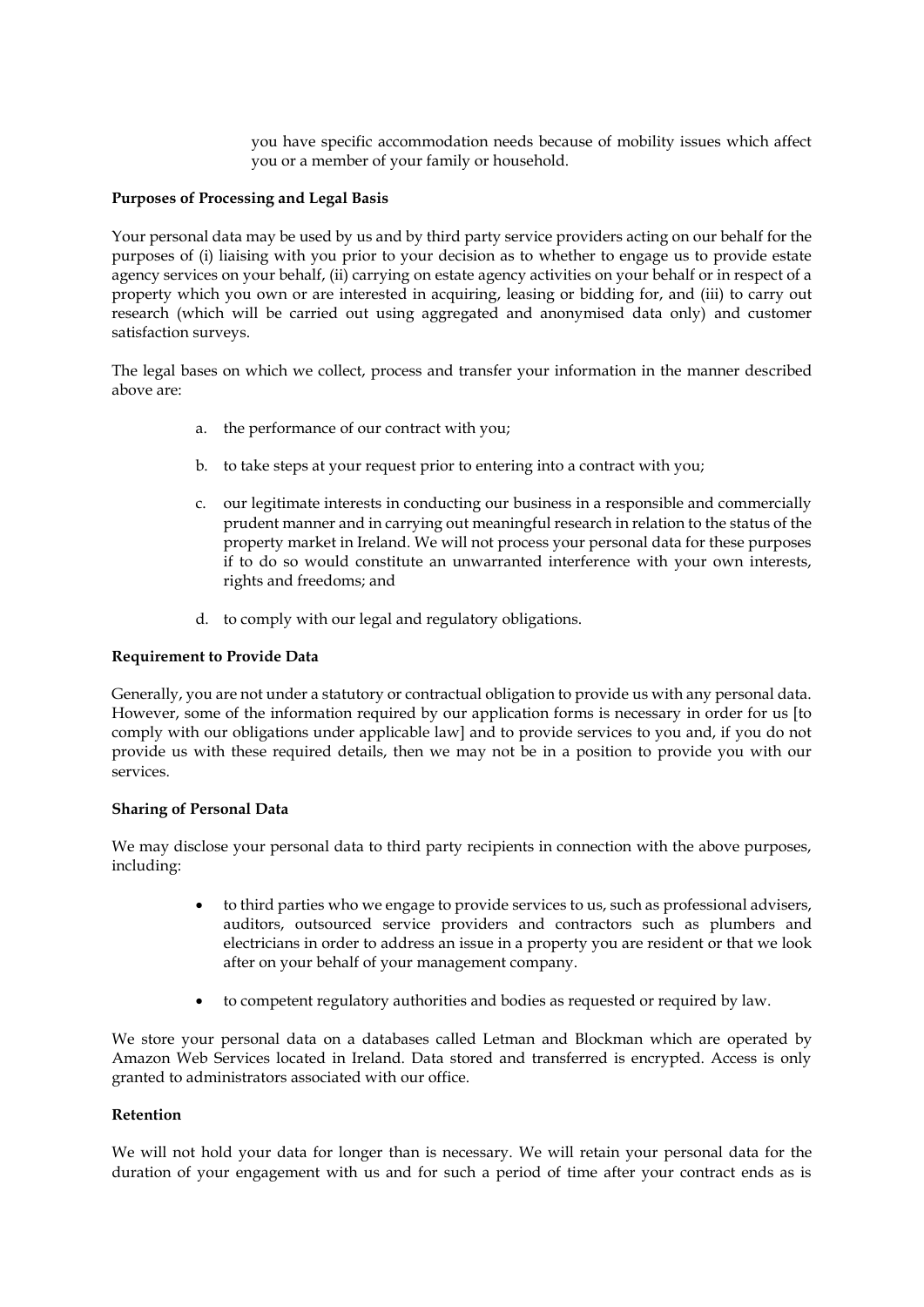you have specific accommodation needs because of mobility issues which affect you or a member of your family or household.

**Purposes of Processing and Legal Basis**

Your personal data may be used by us and by third party service providers acting on our behalf for the purposes of (i) liaising with you prior to your decision as to whether to engage us to provide estate agency services on your behalf, (ii) carrying on estate agency activities on your behalf or in respect of a property which you own or are interested in acquiring, leasing or bidding for, and (iii) to carry out research (which will be carried out using aggregated and anonymised data only) and customer satisfaction surveys.

The legal bases on which we collect, process and transfer your information in the manner described above are:

a. the performance of our contract with you;

b. to take steps at your request prior to entering into a contract with you;

c. our legitimate interests in conducting our business in a responsible and commercially prudent manner and in carrying out meaningful research in relation to the status of the property market in Ireland. We will not process your personal data for these purposes if to do so would constitute an unwarranted interference with your own interests, rights and freedoms; and

d. to comply with our legal and regulatory obligations.

**Requirement to Provide Data**

Generally, you are not under a statutory or contractual obligation to provide us with any personal data. However, some of the information required by our application forms is necessary in order for us [to comply with our obligations under applicable law] and to provide services to you and, if you do not provide us with these required details, then we may not be in a position to provide you with our services.

**Sharing of Personal Data**

We may disclose your personal data to third party recipients in connection with the above purposes, including:

- to third parties who we engage to provide services to us, such as professional advisers, auditors, outsourced service providers and contractors such as plumbers and electricians in order to address an issue in a property you are resident or that we look after on your behalf of your management company.
- to competent regulatory authorities and bodies as requested or required by law.

We store your personal data on a databases called Letman and Blockman which are operated by Amazon Web Services located in Ireland. Data stored and transferred is encrypted. Access is only granted to administrators associated with our office.

**Retention**

We will not hold your data for longer than is necessary. We will retain your personal data for the duration of your engagement with us and for such a period of time after your contract ends as is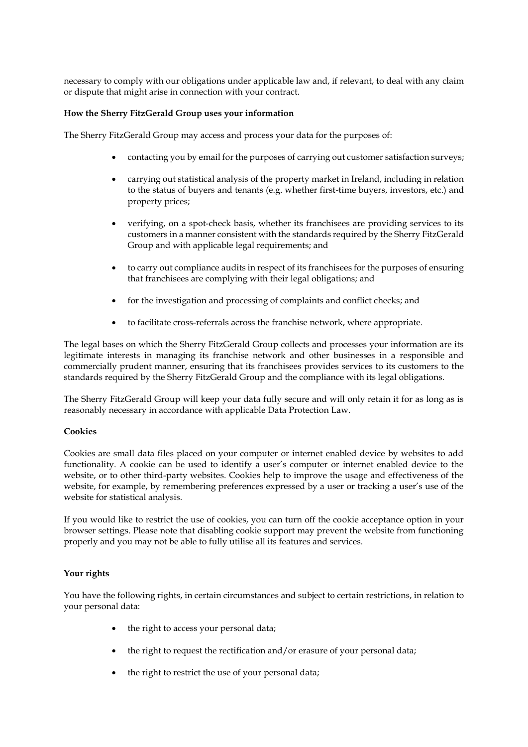necessary to comply with our obligations under applicable law and, if relevant, to deal with any claim or dispute that might arise in connection with your contract.

**How the Sherry FitzGerald Group uses your information**

The Sherry FitzGerald Group may access and process your data for the purposes of:

- contacting you by email for the purposes of carrying out customer satisfaction surveys;
- carrying out statistical analysis of the property market in Ireland, including in relation to the status of buyers and tenants (e.g. whether first-time buyers, investors, etc.) and property prices;
- verifying, on a spot-check basis, whether its franchisees are providing services to its customers in a manner consistent with the standards required by the Sherry FitzGerald Group and with applicable legal requirements; and
- to carry out compliance audits in respect of its franchisees for the purposes of ensuring that franchisees are complying with their legal obligations; and
- for the investigation and processing of complaints and conflict checks; and
- to facilitate cross-referrals across the franchise network, where appropriate.

The legal bases on which the Sherry FitzGerald Group collects and processes your information are its legitimate interests in managing its franchise network and other businesses in a responsible and commercially prudent manner, ensuring that its franchisees provides services to its customers to the standards required by the Sherry FitzGerald Group and the compliance with its legal obligations.

The Sherry FitzGerald Group will keep your data fully secure and will only retain it for as long as is reasonably necessary in accordance with applicable Data Protection Law.

**Cookies**

Cookies are small data files placed on your computer or internet enabled device by websites to add functionality. A cookie can be used to identify a user's computer or internet enabled device to the website, or to other third-party websites. Cookies help to improve the usage and effectiveness of the website, for example, by remembering preferences expressed by a user or tracking a user's use of the website for statistical analysis.

If you would like to restrict the use of cookies, you can turn off the cookie acceptance option in your browser settings. Please note that disabling cookie support may prevent the website from functioning properly and you may not be able to fully utilise all its features and services.

**Your rights**

You have the following rights, in certain circumstances and subject to certain restrictions, in relation to your personal data:

- the right to access your personal data;
- the right to request the rectification and/or erasure of your personal data;
- the right to restrict the use of your personal data;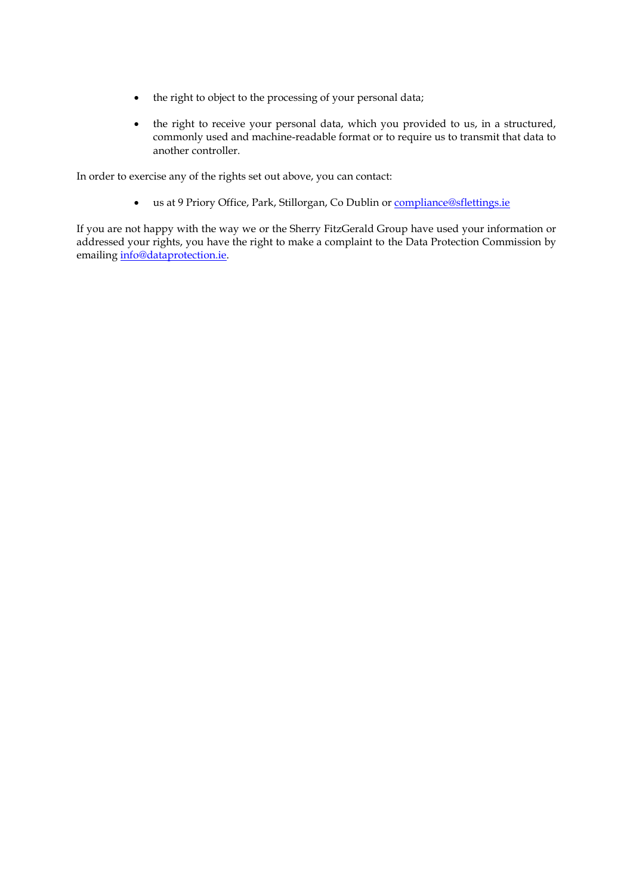- the right to object to the processing of your personal data;
- the right to receive your personal data, which you provided to us, in a structured, commonly used and machine-readable format or to require us to transmit that data to another controller.

In order to exercise any of the rights set out above, you can contact:

- us at 9 Priory Office, Park, Stillorgan, Co Dublin or compliance@sflettings.ie

If you are not happy with the way we or the Sherry FitzGerald Group have used your information or addressed your rights, you have the right to make a complaint to the Data Protection Commission by emailing info@dataprotection.ie.